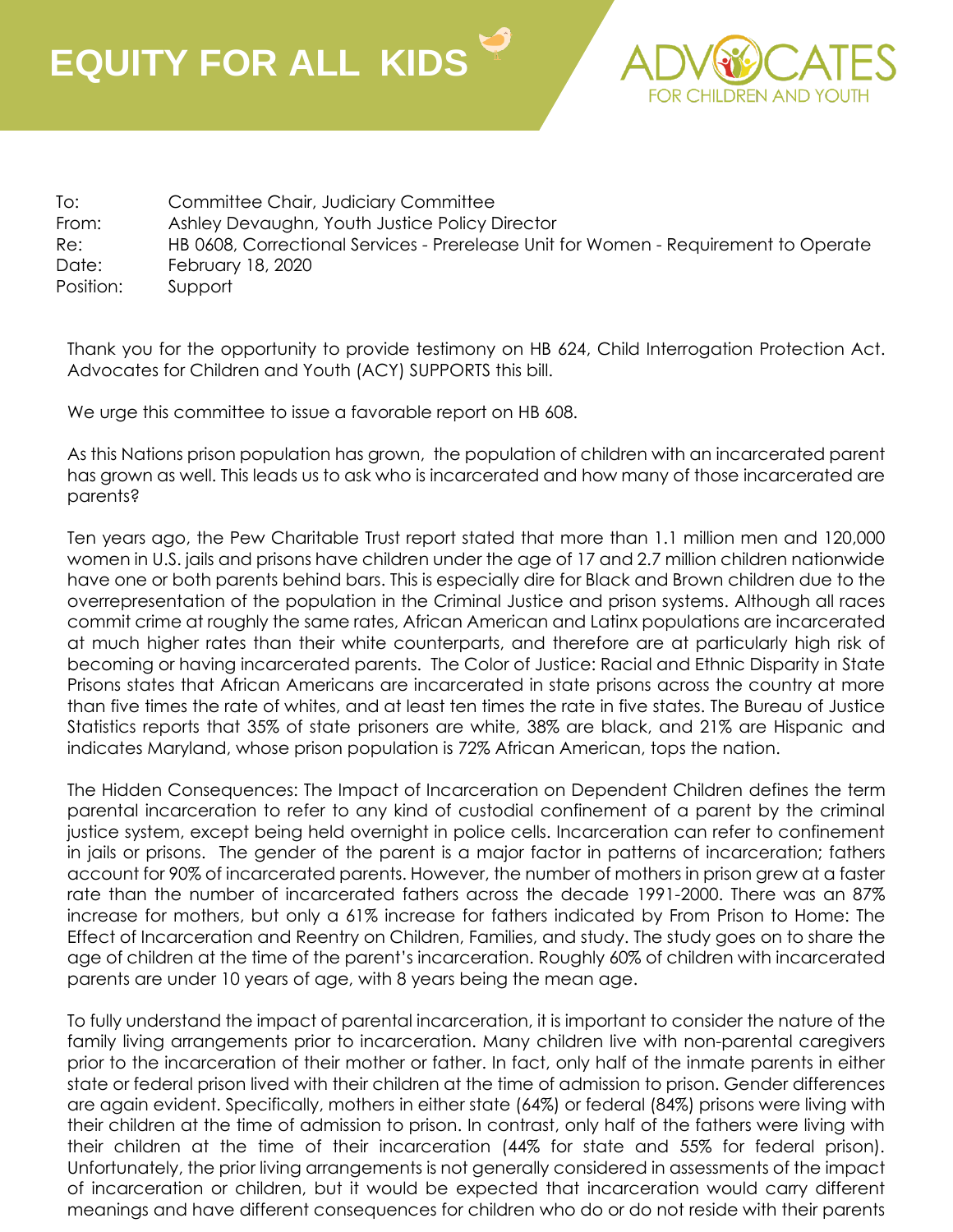# EQUITY FOR ALL KIDS

ADVOCATES FOR CHILDREN AND YOUTH

| | |
|---|---|
| To: | Committee Chair, Judiciary Committee |
| From: | Ashley Devaughn, Youth Justice Policy Director |
| Re: | HB 0608, Correctional Services - Prerelease Unit for Women - Requirement to Operate |
| Date: | February 18, 2020 |
| Position: | Support |

Thank you for the opportunity to provide testimony on HB 624, Child Interrogation Protection Act. Advocates for Children and Youth (ACY) SUPPORTS this bill.

We urge this committee to issue a favorable report on HB 608.

As this Nations prison population has grown, the population of children with an incarcerated parent has grown as well. This leads us to ask who is incarcerated and how many of those incarcerated are parents?

Ten years ago, the Pew Charitable Trust report stated that more than 1.1 million men and 120,000 women in U.S. jails and prisons have children under the age of 17 and 2.7 million children nationwide have one or both parents behind bars. This is especially dire for Black and Brown children due to the overrepresentation of the population in the Criminal Justice and prison systems. Although all races commit crime at roughly the same rates, African American and Latinx populations are incarcerated at much higher rates than their white counterparts, and therefore are at particularly high risk of becoming or having incarcerated parents. The Color of Justice: Racial and Ethnic Disparity in State Prisons states that African Americans are incarcerated in state prisons across the country at more than five times the rate of whites, and at least ten times the rate in five states. The Bureau of Justice Statistics reports that 35% of state prisoners are white, 38% are black, and 21% are Hispanic and indicates Maryland, whose prison population is 72% African American, tops the nation.

The Hidden Consequences: The Impact of Incarceration on Dependent Children defines the term parental incarceration to refer to any kind of custodial confinement of a parent by the criminal justice system, except being held overnight in police cells. Incarceration can refer to confinement in jails or prisons. The gender of the parent is a major factor in patterns of incarceration; fathers account for 90% of incarcerated parents. However, the number of mothers in prison grew at a faster rate than the number of incarcerated fathers across the decade 1991-2000. There was an 87% increase for mothers, but only a 61% increase for fathers indicated by From Prison to Home: The Effect of Incarceration and Reentry on Children, Families, and study. The study goes on to share the age of children at the time of the parent's incarceration. Roughly 60% of children with incarcerated parents are under 10 years of age, with 8 years being the mean age.

To fully understand the impact of parental incarceration, it is important to consider the nature of the family living arrangements prior to incarceration. Many children live with non-parental caregivers prior to the incarceration of their mother or father. In fact, only half of the inmate parents in either state or federal prison lived with their children at the time of admission to prison. Gender differences are again evident. Specifically, mothers in either state (64%) or federal (84%) prisons were living with their children at the time of admission to prison. In contrast, only half of the fathers were living with their children at the time of their incarceration (44% for state and 55% for federal prison). Unfortunately, the prior living arrangements is not generally considered in assessments of the impact of incarceration or children, but it would be expected that incarceration would carry different meanings and have different consequences for children who do or do not reside with their parents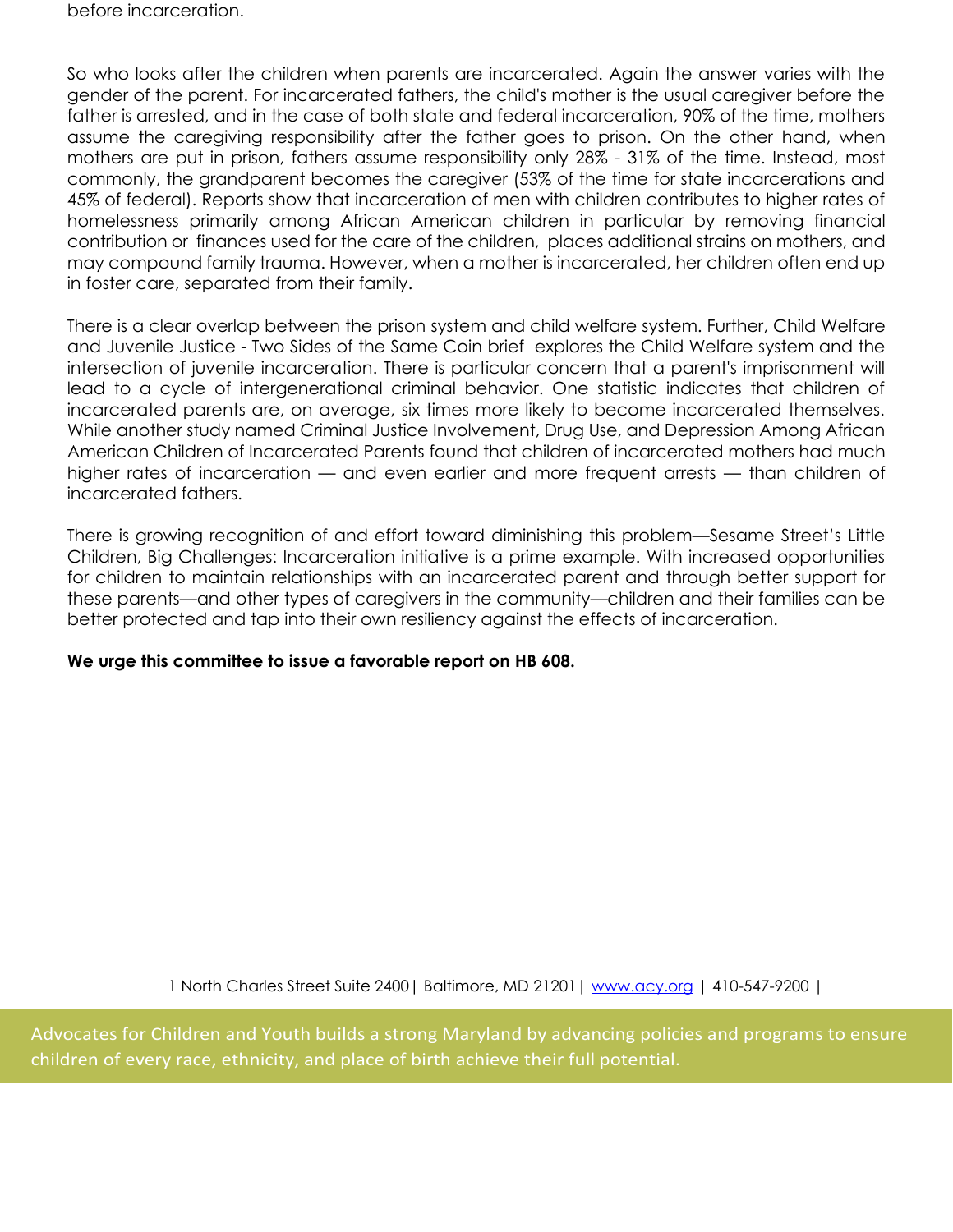before incarceration.

So who looks after the children when parents are incarcerated. Again the answer varies with the gender of the parent. For incarcerated fathers, the child's mother is the usual caregiver before the father is arrested, and in the case of both state and federal incarceration, 90% of the time, mothers assume the caregiving responsibility after the father goes to prison. On the other hand, when mothers are put in prison, fathers assume responsibility only 28% - 31% of the time. Instead, most commonly, the grandparent becomes the caregiver (53% of the time for state incarcerations and 45% of federal). Reports show that incarceration of men with children contributes to higher rates of homelessness primarily among African American children in particular by removing financial contribution or finances used for the care of the children, places additional strains on mothers, and may compound family trauma. However, when a mother is incarcerated, her children often end up in foster care, separated from their family.

There is a clear overlap between the prison system and child welfare system. Further, Child Welfare and Juvenile Justice - Two Sides of the Same Coin brief explores the Child Welfare system and the intersection of juvenile incarceration. There is particular concern that a parent's imprisonment will lead to a cycle of intergenerational criminal behavior. One statistic indicates that children of incarcerated parents are, on average, six times more likely to become incarcerated themselves. While another study named Criminal Justice Involvement, Drug Use, and Depression Among African American Children of Incarcerated Parents found that children of incarcerated mothers had much higher rates of incarceration — and even earlier and more frequent arrests — than children of incarcerated fathers.

There is growing recognition of and effort toward diminishing this problem—Sesame Street's Little Children, Big Challenges: Incarceration initiative is a prime example. With increased opportunities for children to maintain relationships with an incarcerated parent and through better support for these parents—and other types of caregivers in the community—children and their families can be better protected and tap into their own resiliency against the effects of incarceration.

**We urge this committee to issue a favorable report on HB 608.**

1 North Charles Street Suite 2400 | Baltimore, MD 21201 | www.acy.org | 410-547-9200 |

Advocates for Children and Youth builds a strong Maryland by advancing policies and programs to ensure children of every race, ethnicity, and place of birth achieve their full potential.